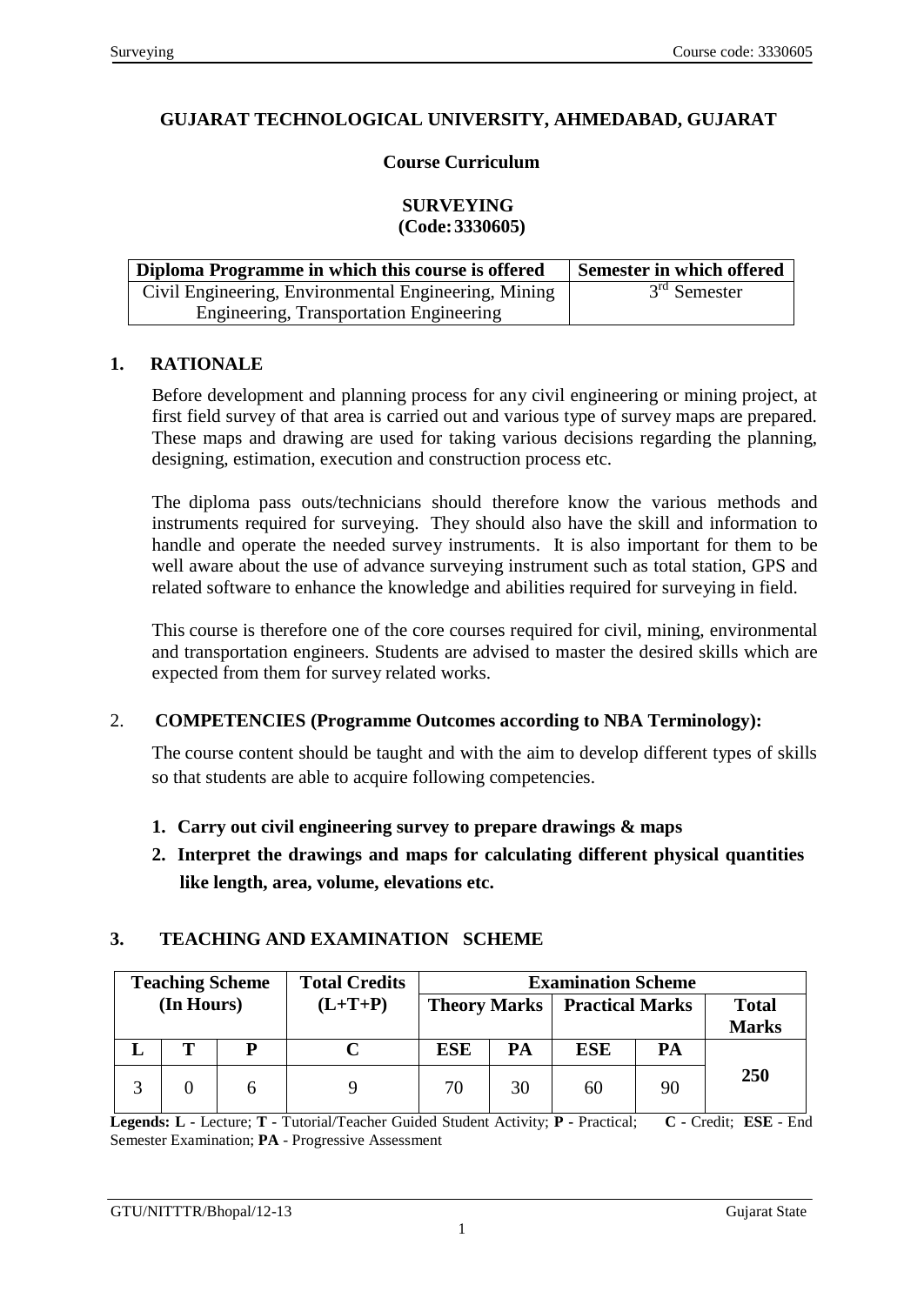**GUJARAT TECHNOLOGICAL UNIVERSITY, AHMEDABAD, GUJARAT**

**Course Curriculum**

**SURVEYING**
**(Code: 3330605)**

| Diploma Programme in which this course is offered | Semester in which offered |
|---|---|
| Civil Engineering, Environmental Engineering, Mining Engineering, Transportation Engineering | 3rd Semester |

## 1. RATIONALE

Before development and planning process for any civil engineering or mining project, at first field survey of that area is carried out and various type of survey maps are prepared. These maps and drawing are used for taking various decisions regarding the planning, designing, estimation, execution and construction process etc.

The diploma pass outs/technicians should therefore know the various methods and instruments required for surveying. They should also have the skill and information to handle and operate the needed survey instruments. It is also important for them to be well aware about the use of advance surveying instrument such as total station, GPS and related software to enhance the knowledge and abilities required for surveying in field.

This course is therefore one of the core courses required for civil, mining, environmental and transportation engineers. Students are advised to master the desired skills which are expected from them for survey related works.

## 2. COMPETENCIES (Programme Outcomes according to NBA Terminology):

The course content should be taught and with the aim to develop different types of skills so that students are able to acquire following competencies.

1. **Carry out civil engineering survey to prepare drawings & maps**
2. **Interpret the drawings and maps for calculating different physical quantities like length, area, volume, elevations etc.**

## 3. TEACHING AND EXAMINATION SCHEME

| Teaching Scheme (In Hours) | | | Total Credits (L+T+P) | Examination Scheme | | | | |
|---|---|---|---|---|---|---|---|---|
| | | | | Theory Marks | | Practical Marks | | Total Marks |
| L | T | P | C | ESE | PA | ESE | PA | |
| 3 | 0 | 6 | 9 | 70 | 30 | 60 | 90 | 250 |

**Legends: L** - Lecture; **T** - Tutorial/Teacher Guided Student Activity; **P** - Practical; **C** - Credit; **ESE** - End Semester Examination; **PA** - Progressive Assessment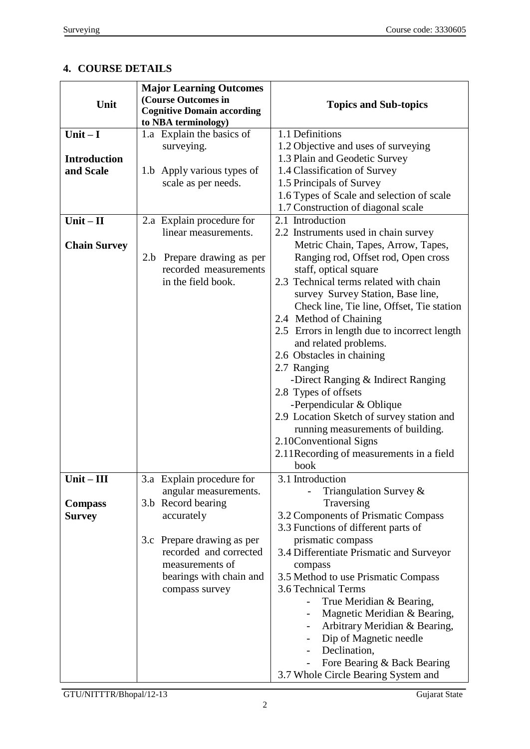## 4. COURSE DETAILS

| Unit | Major Learning Outcomes (Course Outcomes in Cognitive Domain according to NBA terminology) | Topics and Sub-topics |
|---|---|---|
| **Unit – I**<br><br>**Introduction and Scale** | 1.a Explain the basics of surveying.<br><br>1.b Apply various types of scale as per needs. | 1.1 Definitions<br>1.2 Objective and uses of surveying<br>1.3 Plain and Geodetic Survey<br>1.4 Classification of Survey<br>1.5 Principals of Survey<br>1.6 Types of Scale and selection of scale<br>1.7 Construction of diagonal scale |
| **Unit – II**<br><br>**Chain Survey** | 2.a Explain procedure for linear measurements.<br><br>2.b Prepare drawing as per recorded measurements in the field book. | 2.1 Introduction<br>2.2 Instruments used in chain survey Metric Chain, Tapes, Arrow, Tapes, Ranging rod, Offset rod, Open cross staff, optical square<br>2.3 Technical terms related with chain survey Survey Station, Base line, Check line, Tie line, Offset, Tie station<br>2.4 Method of Chaining<br>2.5 Errors in length due to incorrect length and related problems.<br>2.6 Obstacles in chaining<br>2.7 Ranging<br>-Direct Ranging & Indirect Ranging<br>2.8 Types of offsets<br>-Perpendicular & Oblique<br>2.9 Location Sketch of survey station and running measurements of building.<br>2.10Conventional Signs<br>2.11Recording of measurements in a field book |
| **Unit – III**<br><br>**Compass Survey** | 3.a Explain procedure for angular measurements.<br>3.b Record bearing accurately<br><br>3.c Prepare drawing as per recorded and corrected measurements of bearings with chain and compass survey | 3.1 Introduction<br>- Triangulation Survey & Traversing<br>3.2 Components of Prismatic Compass<br>3.3 Functions of different parts of prismatic compass<br>3.4 Differentiate Prismatic and Surveyor compass<br>3.5 Method to use Prismatic Compass<br>3.6 Technical Terms<br>- True Meridian & Bearing,<br>- Magnetic Meridian & Bearing,<br>- Arbitrary Meridian & Bearing,<br>- Dip of Magnetic needle<br>- Declination,<br>- Fore Bearing & Back Bearing<br>3.7 Whole Circle Bearing System and |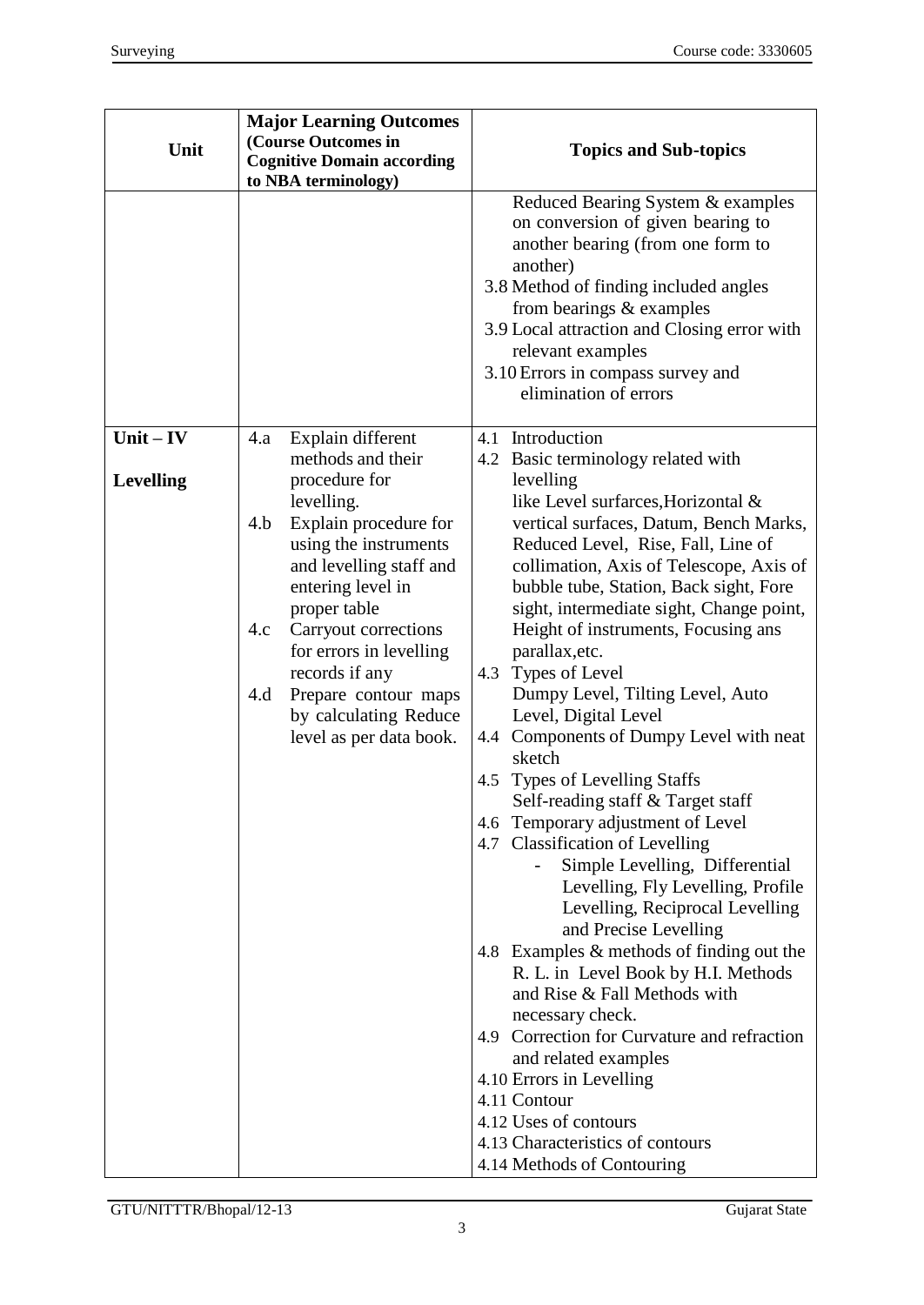| Unit | Major Learning Outcomes (Course Outcomes in Cognitive Domain according to NBA terminology) | Topics and Sub-topics |
|---|---|---|
| | | Reduced Bearing System & examples on conversion of given bearing to another bearing (from one form to another)<br>3.8 Method of finding included angles from bearings & examples<br>3.9 Local attraction and Closing error with relevant examples<br>3.10 Errors in compass survey and elimination of errors |
| **Unit – IV**<br><br>**Levelling** | 4.a Explain different methods and their procedure for levelling.<br>4.b Explain procedure for using the instruments and levelling staff and entering level in proper table<br>4.c Carryout corrections for errors in levelling records if any<br>4.d Prepare contour maps by calculating Reduce level as per data book. | 4.1 Introduction<br>4.2 Basic terminology related with levelling like Level surfaces,Horizontal & vertical surfaces, Datum, Bench Marks, Reduced Level, Rise, Fall, Line of collimation, Axis of Telescope, Axis of bubble tube, Station, Back sight, Fore sight, intermediate sight, Change point, Height of instruments, Focusing ans parallax,etc.<br>4.3 Types of Level<br>Dumpy Level, Tilting Level, Auto Level, Digital Level<br>4.4 Components of Dumpy Level with neat sketch<br>4.5 Types of Levelling Staffs<br>Self-reading staff & Target staff<br>4.6 Temporary adjustment of Level<br>4.7 Classification of Levelling<br>- Simple Levelling, Differential Levelling, Fly Levelling, Profile Levelling, Reciprocal Levelling and Precise Levelling<br>4.8 Examples & methods of finding out the R. L. in Level Book by H.I. Methods and Rise & Fall Methods with necessary check.<br>4.9 Correction for Curvature and refraction and related examples<br>4.10 Errors in Levelling<br>4.11 Contour<br>4.12 Uses of contours<br>4.13 Characteristics of contours<br>4.14 Methods of Contouring |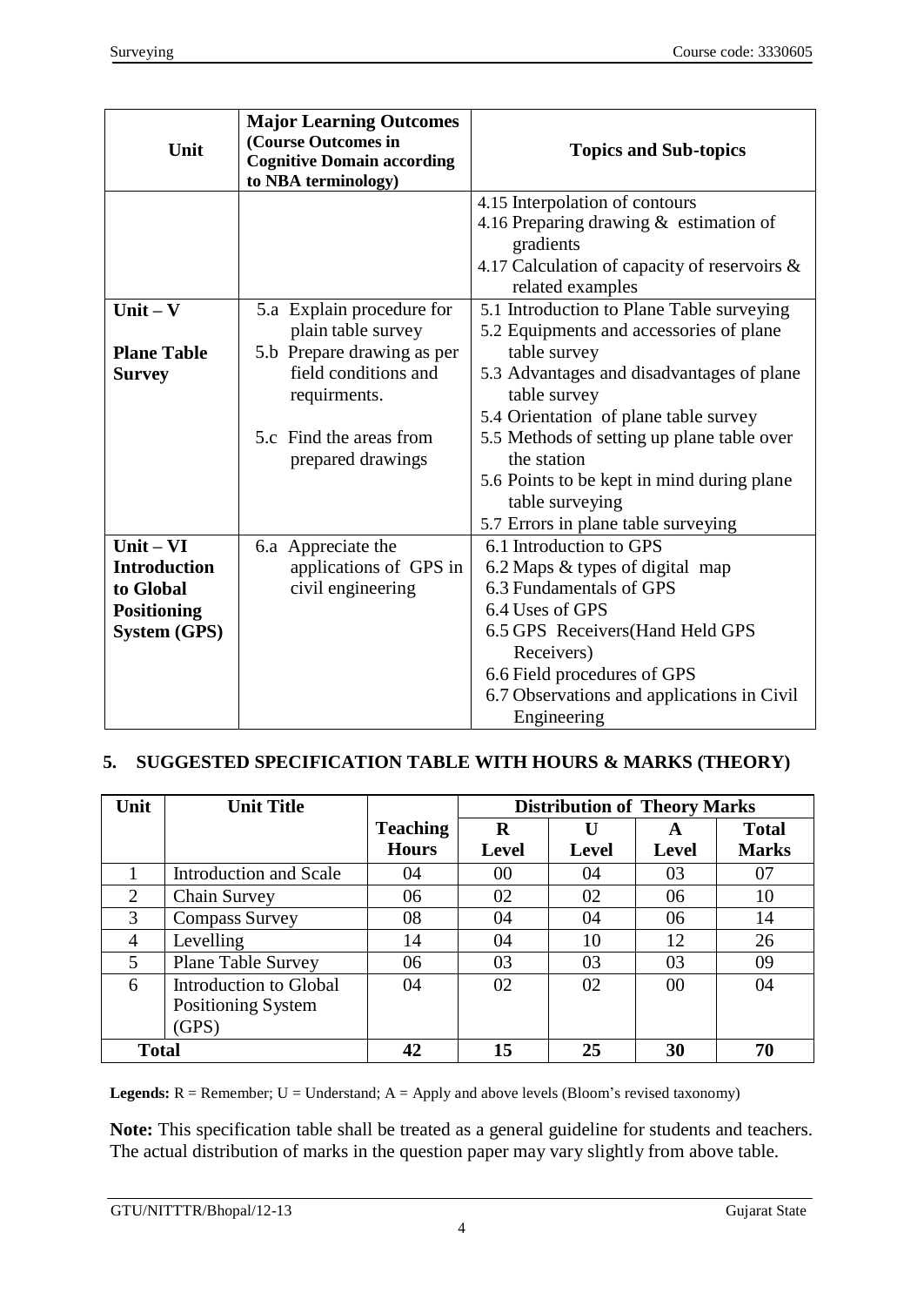| Unit | Major Learning Outcomes (Course Outcomes in Cognitive Domain according to NBA terminology) | Topics and Sub-topics |
|---|---|---|
| | | 4.15 Interpolation of contours<br>4.16 Preparing drawing & estimation of gradients<br>4.17 Calculation of capacity of reservoirs & related examples |
| **Unit – V**<br><br>**Plane Table Survey** | 5.a Explain procedure for plain table survey<br>5.b Prepare drawing as per field conditions and requirments.<br><br>5.c Find the areas from prepared drawings | 5.1 Introduction to Plane Table surveying<br>5.2 Equipments and accessories of plane table survey<br>5.3 Advantages and disadvantages of plane table survey<br>5.4 Orientation of plane table survey<br>5.5 Methods of setting up plane table over the station<br>5.6 Points to be kept in mind during plane table surveying<br>5.7 Errors in plane table surveying |
| **Unit – VI**<br>**Introduction to Global Positioning System (GPS)** | 6.a Appreciate the applications of GPS in civil engineering | 6.1 Introduction to GPS<br>6.2 Maps & types of digital map<br>6.3 Fundamentals of GPS<br>6.4 Uses of GPS<br>6.5 GPS Receivers(Hand Held GPS Receivers)<br>6.6 Field procedures of GPS<br>6.7 Observations and applications in Civil Engineering |

## 5. SUGGESTED SPECIFICATION TABLE WITH HOURS & MARKS (THEORY)

| Unit | Unit Title | Teaching Hours | Distribution of Theory Marks | | | |
|---|---|---|---|---|---|---|
| | | | R Level | U Level | A Level | Total Marks |
| 1 | Introduction and Scale | 04 | 00 | 04 | 03 | 07 |
| 2 | Chain Survey | 06 | 02 | 02 | 06 | 10 |
| 3 | Compass Survey | 08 | 04 | 04 | 06 | 14 |
| 4 | Levelling | 14 | 04 | 10 | 12 | 26 |
| 5 | Plane Table Survey | 06 | 03 | 03 | 03 | 09 |
| 6 | Introduction to Global Positioning System (GPS) | 04 | 02 | 02 | 00 | 04 |
| **Total** | | **42** | **15** | **25** | **30** | **70** |

**Legends:** R = Remember; U = Understand; A = Apply and above levels (Bloom's revised taxonomy)

**Note:** This specification table shall be treated as a general guideline for students and teachers. The actual distribution of marks in the question paper may vary slightly from above table.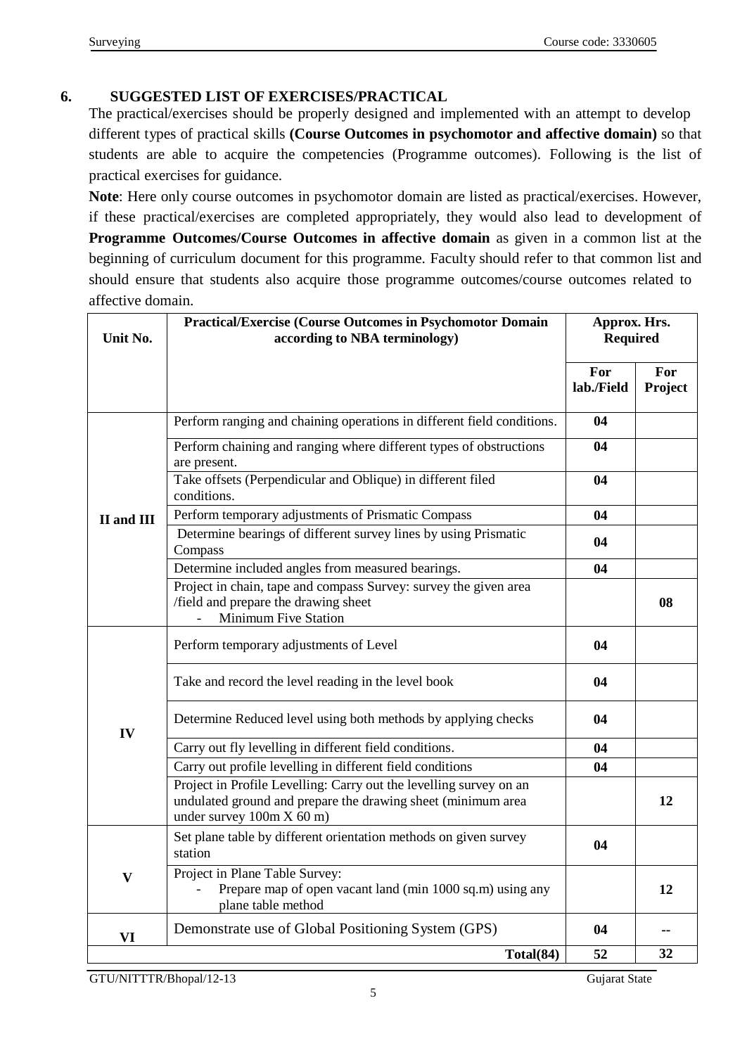## 6. SUGGESTED LIST OF EXERCISES/PRACTICAL

The practical/exercises should be properly designed and implemented with an attempt to develop different types of practical skills **(Course Outcomes in psychomotor and affective domain)** so that students are able to acquire the competencies (Programme outcomes). Following is the list of practical exercises for guidance.

**Note**: Here only course outcomes in psychomotor domain are listed as practical/exercises. However, if these practical/exercises are completed appropriately, they would also lead to development of **Programme Outcomes/Course Outcomes in affective domain** as given in a common list at the beginning of curriculum document for this programme. Faculty should refer to that common list and should ensure that students also acquire those programme outcomes/course outcomes related to affective domain.

| Unit No. | Practical/Exercise (Course Outcomes in Psychomotor Domain according to NBA terminology) | Approx. Hrs. Required | |
|---|---|---|---|
| | | For lab./Field | For Project |
| II and III | Perform ranging and chaining operations in different field conditions. | 04 | |
| | Perform chaining and ranging where different types of obstructions are present. | 04 | |
| | Take offsets (Perpendicular and Oblique) in different filed conditions. | 04 | |
| | Perform temporary adjustments of Prismatic Compass | 04 | |
| | Determine bearings of different survey lines by using Prismatic Compass | 04 | |
| | Determine included angles from measured bearings. | 04 | |
| | Project in chain, tape and compass Survey: survey the given area /field and prepare the drawing sheet<br>- Minimum Five Station | | 08 |
| IV | Perform temporary adjustments of Level | 04 | |
| | Take and record the level reading in the level book | 04 | |
| | Determine Reduced level using both methods by applying checks | 04 | |
| | Carry out fly levelling in different field conditions. | 04 | |
| | Carry out profile levelling in different field conditions | 04 | |
| | Project in Profile Levelling: Carry out the levelling survey on an undulated ground and prepare the drawing sheet (minimum area under survey 100m X 60 m) | | 12 |
| V | Set plane table by different orientation methods on given survey station | 04 | |
| | Project in Plane Table Survey:<br>- Prepare map of open vacant land (min 1000 sq.m) using any plane table method | | 12 |
| VI | Demonstrate use of Global Positioning System (GPS) | 04 | -- |
| | Total(84) | 52 | 32 |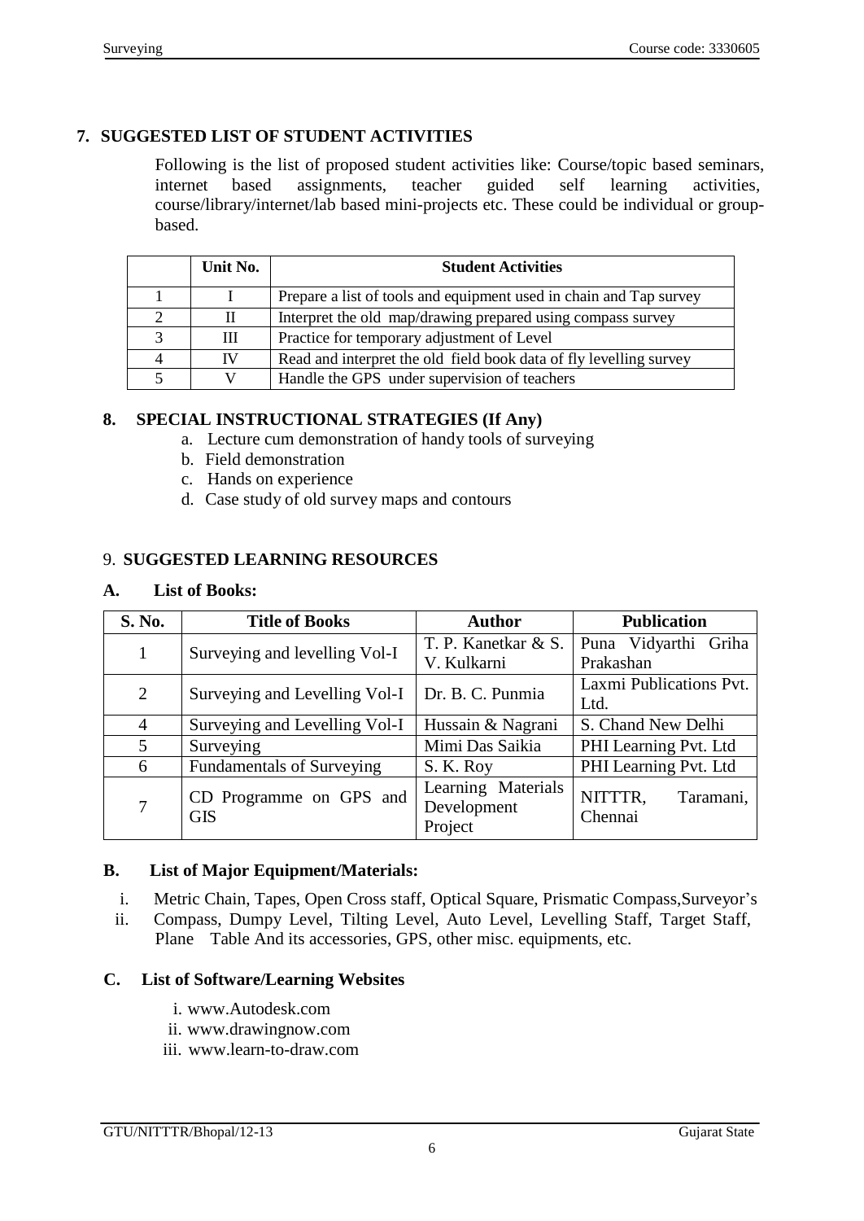## 7. SUGGESTED LIST OF STUDENT ACTIVITIES

Following is the list of proposed student activities like: Course/topic based seminars, internet based assignments, teacher guided self learning activities, course/library/internet/lab based mini-projects etc. These could be individual or group-based.

| | Unit No. | Student Activities |
|---|---|---|
| 1 | I | Prepare a list of tools and equipment used in chain and Tap survey |
| 2 | II | Interpret the old map/drawing prepared using compass survey |
| 3 | III | Practice for temporary adjustment of Level |
| 4 | IV | Read and interpret the old field book data of fly levelling survey |
| 5 | V | Handle the GPS under supervision of teachers |

## 8. SPECIAL INSTRUCTIONAL STRATEGIES (If Any)

a. Lecture cum demonstration of handy tools of surveying
b. Field demonstration
c. Hands on experience
d. Case study of old survey maps and contours

## 9. SUGGESTED LEARNING RESOURCES

### A. List of Books:

| S. No. | Title of Books | Author | Publication |
|---|---|---|---|
| 1 | Surveying and levelling Vol-I | T. P. Kanetkar & S. V. Kulkarni | Puna Vidyarthi Griha Prakashan |
| 2 | Surveying and Levelling Vol-I | Dr. B. C. Punmia | Laxmi Publications Pvt. Ltd. |
| 4 | Surveying and Levelling Vol-I | Hussain & Nagrani | S. Chand New Delhi |
| 5 | Surveying | Mimi Das Saikia | PHI Learning Pvt. Ltd |
| 6 | Fundamentals of Surveying | S. K. Roy | PHI Learning Pvt. Ltd |
| 7 | CD Programme on GPS and GIS | Learning Materials Development Project | NITTTR, Taramani, Chennai |

### B. List of Major Equipment/Materials:

i. Metric Chain, Tapes, Open Cross staff, Optical Square, Prismatic Compass,Surveyor's
ii. Compass, Dumpy Level, Tilting Level, Auto Level, Levelling Staff, Target Staff, Plane Table And its accessories, GPS, other misc. equipments, etc.

### C. List of Software/Learning Websites

i. www.Autodesk.com
ii. www.drawingnow.com
iii. www.learn-to-draw.com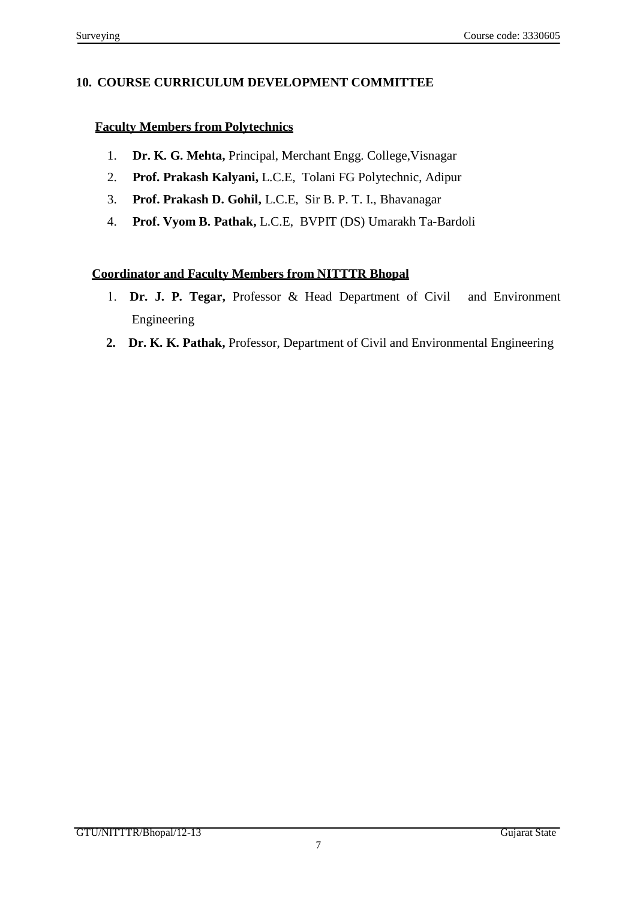## 10. COURSE CURRICULUM DEVELOPMENT COMMITTEE

### Faculty Members from Polytechnics

1. **Dr. K. G. Mehta,** Principal, Merchant Engg. College,Visnagar
2. **Prof. Prakash Kalyani,** L.C.E, Tolani FG Polytechnic, Adipur
3. **Prof. Prakash D. Gohil,** L.C.E, Sir B. P. T. I., Bhavanagar
4. **Prof. Vyom B. Pathak,** L.C.E, BVPIT (DS) Umarakh Ta-Bardoli

### Coordinator and Faculty Members from NITTTR Bhopal

1. **Dr. J. P. Tegar,** Professor & Head Department of Civil and Environment Engineering
2. **Dr. K. K. Pathak,** Professor, Department of Civil and Environmental Engineering